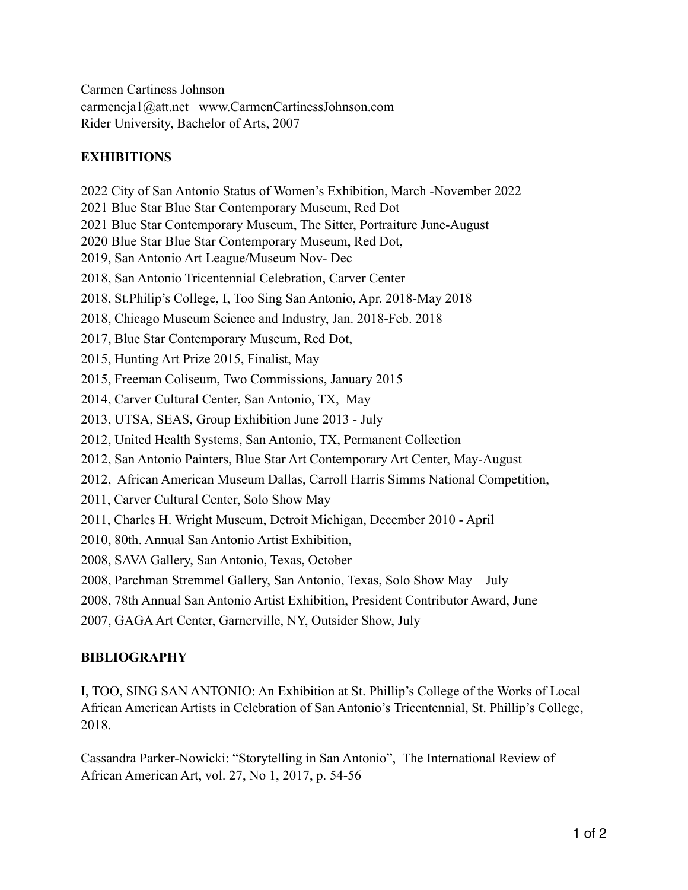Carmen Cartiness Johnson
carmencja1@att.net www.CarmenCartinessJohnson.com
Rider University, Bachelor of Arts, 2007

## EXHIBITIONS

2022 City of San Antonio Status of Women's Exhibition, March -November 2022
2021 Blue Star Blue Star Contemporary Museum, Red Dot
2021 Blue Star Contemporary Museum, The Sitter, Portraiture June-August
2020 Blue Star Blue Star Contemporary Museum, Red Dot,
2019, San Antonio Art League/Museum Nov- Dec
2018, San Antonio Tricentennial Celebration, Carver Center
2018, St.Philip's College, I, Too Sing San Antonio, Apr. 2018-May 2018
2018, Chicago Museum Science and Industry, Jan. 2018-Feb. 2018
2017, Blue Star Contemporary Museum, Red Dot,
2015, Hunting Art Prize 2015, Finalist, May
2015, Freeman Coliseum, Two Commissions, January 2015
2014, Carver Cultural Center, San Antonio, TX, May
2013, UTSA, SEAS, Group Exhibition June 2013 - July
2012, United Health Systems, San Antonio, TX, Permanent Collection
2012, San Antonio Painters, Blue Star Art Contemporary Art Center, May-August
2012, African American Museum Dallas, Carroll Harris Simms National Competition,
2011, Carver Cultural Center, Solo Show May
2011, Charles H. Wright Museum, Detroit Michigan, December 2010 - April
2010, 80th. Annual San Antonio Artist Exhibition,
2008, SAVA Gallery, San Antonio, Texas, October
2008, Parchman Stremmel Gallery, San Antonio, Texas, Solo Show May – July
2008, 78th Annual San Antonio Artist Exhibition, President Contributor Award, June
2007, GAGA Art Center, Garnerville, NY, Outsider Show, July

## BIBLIOGRAPHY

I, TOO, SING SAN ANTONIO: An Exhibition at St. Phillip's College of the Works of Local African American Artists in Celebration of San Antonio's Tricentennial, St. Phillip's College, 2018.

Cassandra Parker-Nowicki: "Storytelling in San Antonio", The International Review of African American Art, vol. 27, No 1, 2017, p. 54-56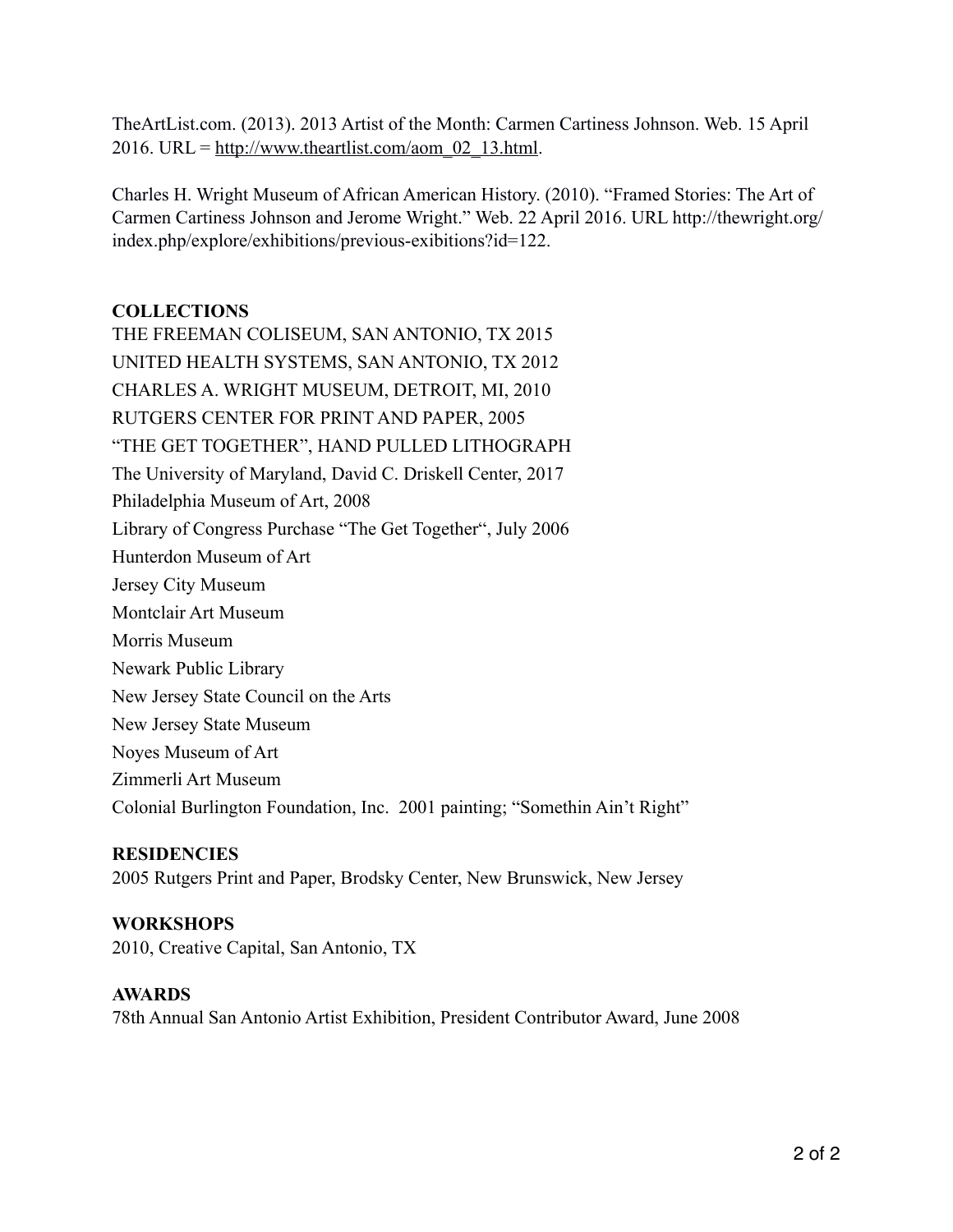TheArtList.com. (2013). 2013 Artist of the Month: Carmen Cartiness Johnson. Web. 15 April 2016. URL = http://www.theartlist.com/aom_02_13.html.

Charles H. Wright Museum of African American History. (2010). "Framed Stories: The Art of Carmen Cartiness Johnson and Jerome Wright." Web. 22 April 2016. URL http://thewright.org/index.php/explore/exhibitions/previous-exibitions?id=122.

**COLLECTIONS**

THE FREEMAN COLISEUM, SAN ANTONIO, TX 2015
UNITED HEALTH SYSTEMS, SAN ANTONIO, TX 2012
CHARLES A. WRIGHT MUSEUM, DETROIT, MI, 2010
RUTGERS CENTER FOR PRINT AND PAPER, 2005
"THE GET TOGETHER", HAND PULLED LITHOGRAPH
The University of Maryland, David C. Driskell Center, 2017
Philadelphia Museum of Art, 2008
Library of Congress Purchase "The Get Together", July 2006
Hunterdon Museum of Art
Jersey City Museum
Montclair Art Museum
Morris Museum
Newark Public Library
New Jersey State Council on the Arts
New Jersey State Museum
Noyes Museum of Art
Zimmerli Art Museum
Colonial Burlington Foundation, Inc. 2001 painting; "Somethin Ain't Right"

**RESIDENCIES**

2005 Rutgers Print and Paper, Brodsky Center, New Brunswick, New Jersey

**WORKSHOPS**

2010, Creative Capital, San Antonio, TX

**AWARDS**

78th Annual San Antonio Artist Exhibition, President Contributor Award, June 2008